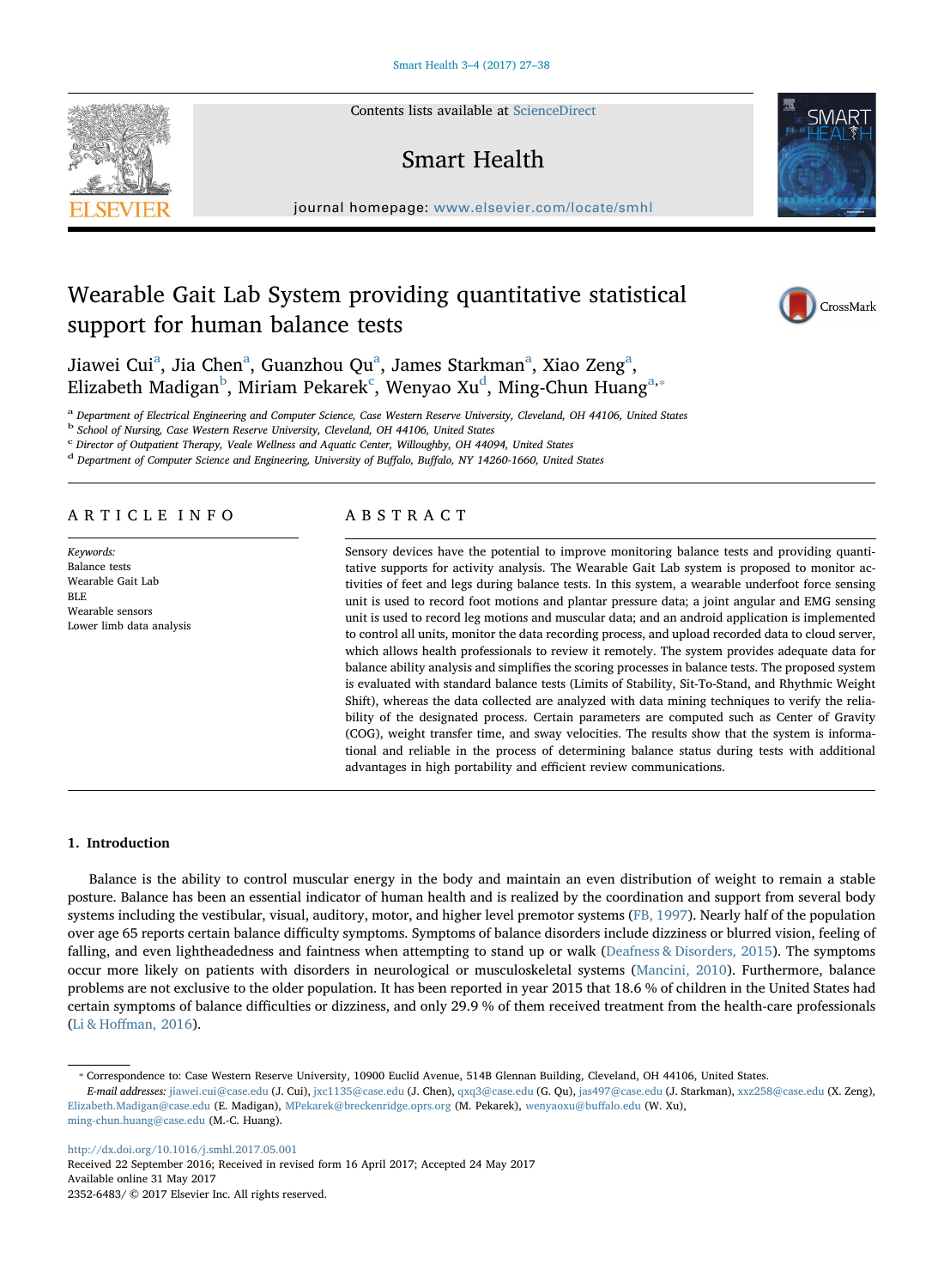# Wearable Gait Lab System providing quantitative statistical support for human balance tests

Jiawei Cui[a], Jia Chen[a], Guanzhou Qu[a], James Starkman[a], Xiao Zeng[a], Elizabeth Madigan[b], Miriam Pekarek[c], Wenyao Xu[d], Ming-Chun Huang[a,*]

[a] Department of Electrical Engineering and Computer Science, Case Western Reserve University, Cleveland, OH 44106, United States
[b] School of Nursing, Case Western Reserve University, Cleveland, OH 44106, United States
[c] Director of Outpatient Therapy, Veale Wellness and Aquatic Center, Willoughby, OH 44094, United States
[d] Department of Computer Science and Engineering, University of Buffalo, Buffalo, NY 14260-1660, United States

## ARTICLE INFO

*Keywords:*
Balance tests
Wearable Gait Lab
BLE
Wearable sensors
Lower limb data analysis

## ABSTRACT

Sensory devices have the potential to improve monitoring balance tests and providing quantitative supports for activity analysis. The Wearable Gait Lab system is proposed to monitor activities of feet and legs during balance tests. In this system, a wearable underfoot force sensing unit is used to record foot motions and plantar pressure data; a joint angular and EMG sensing unit is used to record leg motions and muscular data; and an android application is implemented to control all units, monitor the data recording process, and upload recorded data to cloud server, which allows health professionals to review it remotely. The system provides adequate data for balance ability analysis and simplifies the scoring processes in balance tests. The proposed system is evaluated with standard balance tests (Limits of Stability, Sit-To-Stand, and Rhythmic Weight Shift), whereas the data collected are analyzed with data mining techniques to verify the reliability of the designated process. Certain parameters are computed such as Center of Gravity (COG), weight transfer time, and sway velocities. The results show that the system is informational and reliable in the process of determining balance status during tests with additional advantages in high portability and efficient review communications.

## 1. Introduction

Balance is the ability to control muscular energy in the body and maintain an even distribution of weight to remain a stable posture. Balance has been an essential indicator of human health and is realized by the coordination and support from several body systems including the vestibular, visual, auditory, motor, and higher level premotor systems (FB, 1997). Nearly half of the population over age 65 reports certain balance difficulty symptoms. Symptoms of balance disorders include dizziness or blurred vision, feeling of falling, and even lightheadedness and faintness when attempting to stand up or walk (Deafness & Disorders, 2015). The symptoms occur more likely on patients with disorders in neurological or musculoskeletal systems (Mancini, 2010). Furthermore, balance problems are not exclusive to the older population. It has been reported in year 2015 that 18.6 % of children in the United States had certain symptoms of balance difficulties or dizziness, and only 29.9 % of them received treatment from the health-care professionals (Li & Hoffman, 2016).

---

* Correspondence to: Case Western Reserve University, 10900 Euclid Avenue, 514B Glennan Building, Cleveland, OH 44106, United States.
*E-mail addresses:* jiawei.cui@case.edu (J. Cui), jxc1135@case.edu (J. Chen), qxq3@case.edu (G. Qu), jas497@case.edu (J. Starkman), xxz258@case.edu (X. Zeng), Elizabeth.Madigan@case.edu (E. Madigan), MPekarek@breckenridge.oprs.org (M. Pekarek), wenyaoxu@buffalo.edu (W. Xu), ming-chun.huang@case.edu (M.-C. Huang).

http://dx.doi.org/10.1016/j.smhl.2017.05.001
Received 22 September 2016; Received in revised form 16 April 2017; Accepted 24 May 2017
Available online 31 May 2017
2352-6483/ © 2017 Elsevier Inc. All rights reserved.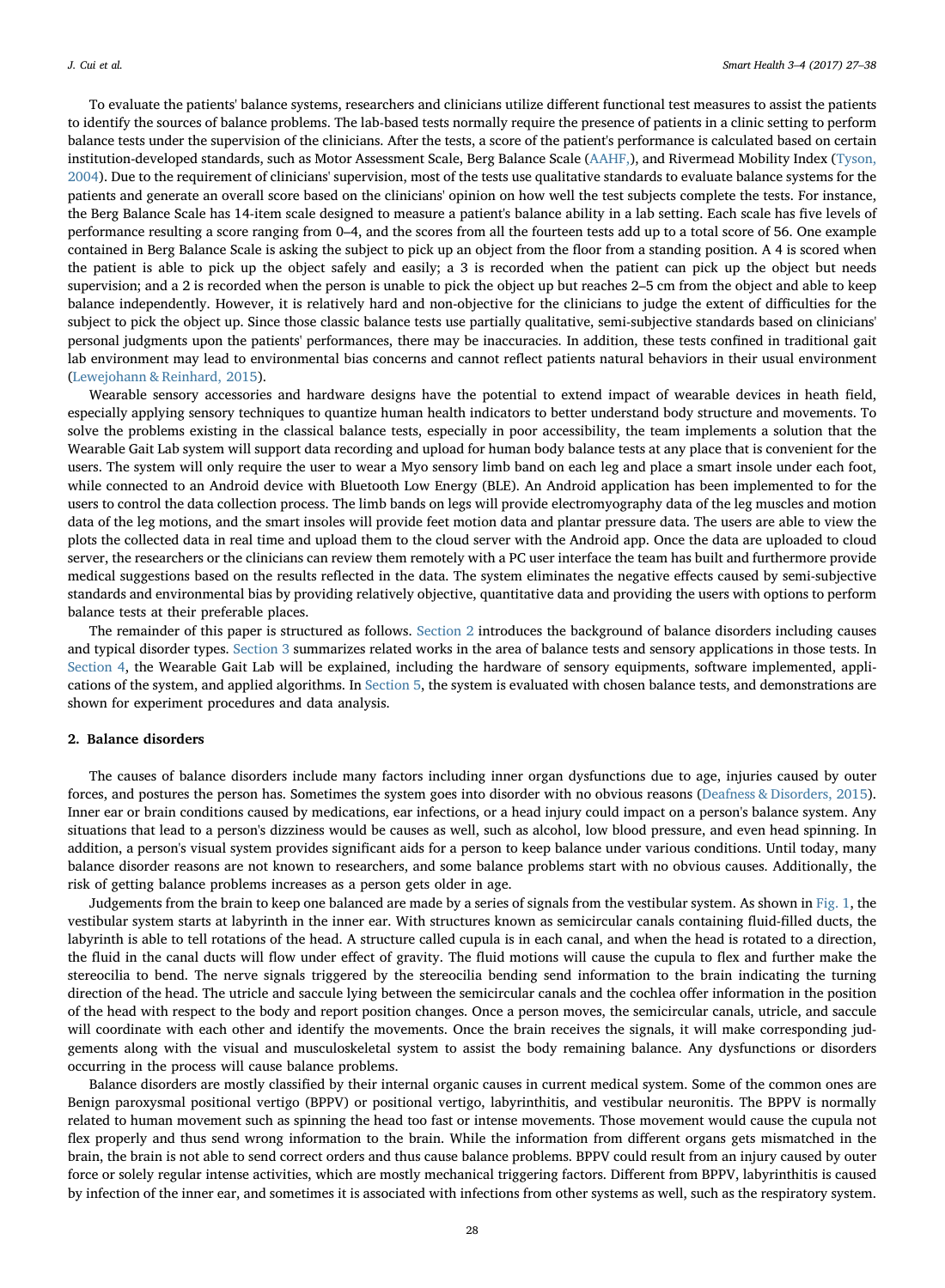To evaluate the patients' balance systems, researchers and clinicians utilize different functional test measures to assist the patients to identify the sources of balance problems. The lab-based tests normally require the presence of patients in a clinic setting to perform balance tests under the supervision of the clinicians. After the tests, a score of the patient's performance is calculated based on certain institution-developed standards, such as Motor Assessment Scale, Berg Balance Scale (AAHF,), and Rivermead Mobility Index (Tyson, 2004). Due to the requirement of clinicians' supervision, most of the tests use qualitative standards to evaluate balance systems for the patients and generate an overall score based on the clinicians' opinion on how well the test subjects complete the tests. For instance, the Berg Balance Scale has 14-item scale designed to measure a patient's balance ability in a lab setting. Each scale has five levels of performance resulting a score ranging from 0–4, and the scores from all the fourteen tests add up to a total score of 56. One example contained in Berg Balance Scale is asking the subject to pick up an object from the floor from a standing position. A 4 is scored when the patient is able to pick up the object safely and easily; a 3 is recorded when the patient can pick up the object but needs supervision; and a 2 is recorded when the person is unable to pick the object up but reaches 2–5 cm from the object and able to keep balance independently. However, it is relatively hard and non-objective for the clinicians to judge the extent of difficulties for the subject to pick the object up. Since those classic balance tests use partially qualitative, semi-subjective standards based on clinicians' personal judgments upon the patients' performances, there may be inaccuracies. In addition, these tests confined in traditional gait lab environment may lead to environmental bias concerns and cannot reflect patients natural behaviors in their usual environment (Lewejohann & Reinhard, 2015).

Wearable sensory accessories and hardware designs have the potential to extend impact of wearable devices in heath field, especially applying sensory techniques to quantize human health indicators to better understand body structure and movements. To solve the problems existing in the classical balance tests, especially in poor accessibility, the team implements a solution that the Wearable Gait Lab system will support data recording and upload for human body balance tests at any place that is convenient for the users. The system will only require the user to wear a Myo sensory limb band on each leg and place a smart insole under each foot, while connected to an Android device with Bluetooth Low Energy (BLE). An Android application has been implemented to for the users to control the data collection process. The limb bands on legs will provide electromyography data of the leg muscles and motion data of the leg motions, and the smart insoles will provide feet motion data and plantar pressure data. The users are able to view the plots the collected data in real time and upload them to the cloud server with the Android app. Once the data are uploaded to cloud server, the researchers or the clinicians can review them remotely with a PC user interface the team has built and furthermore provide medical suggestions based on the results reflected in the data. The system eliminates the negative effects caused by semi-subjective standards and environmental bias by providing relatively objective, quantitative data and providing the users with options to perform balance tests at their preferable places.

The remainder of this paper is structured as follows. Section 2 introduces the background of balance disorders including causes and typical disorder types. Section 3 summarizes related works in the area of balance tests and sensory applications in those tests. In Section 4, the Wearable Gait Lab will be explained, including the hardware of sensory equipments, software implemented, applications of the system, and applied algorithms. In Section 5, the system is evaluated with chosen balance tests, and demonstrations are shown for experiment procedures and data analysis.

## 2. Balance disorders

The causes of balance disorders include many factors including inner organ dysfunctions due to age, injuries caused by outer forces, and postures the person has. Sometimes the system goes into disorder with no obvious reasons (Deafness & Disorders, 2015). Inner ear or brain conditions caused by medications, ear infections, or a head injury could impact on a person's balance system. Any situations that lead to a person's dizziness would be causes as well, such as alcohol, low blood pressure, and even head spinning. In addition, a person's visual system provides significant aids for a person to keep balance under various conditions. Until today, many balance disorder reasons are not known to researchers, and some balance problems start with no obvious causes. Additionally, the risk of getting balance problems increases as a person gets older in age.

Judgements from the brain to keep one balanced are made by a series of signals from the vestibular system. As shown in Fig. 1, the vestibular system starts at labyrinth in the inner ear. With structures known as semicircular canals containing fluid-filled ducts, the labyrinth is able to tell rotations of the head. A structure called cupula is in each canal, and when the head is rotated to a direction, the fluid in the canal ducts will flow under effect of gravity. The fluid motions will cause the cupula to flex and further make the stereocilia to bend. The nerve signals triggered by the stereocilia bending send information to the brain indicating the turning direction of the head. The utricle and saccule lying between the semicircular canals and the cochlea offer information in the position of the head with respect to the body and report position changes. Once a person moves, the semicircular canals, utricle, and saccule will coordinate with each other and identify the movements. Once the brain receives the signals, it will make corresponding judgements along with the visual and musculoskeletal system to assist the body remaining balance. Any dysfunctions or disorders occurring in the process will cause balance problems.

Balance disorders are mostly classified by their internal organic causes in current medical system. Some of the common ones are Benign paroxysmal positional vertigo (BPPV) or positional vertigo, labyrinthitis, and vestibular neuronitis. The BPPV is normally related to human movement such as spinning the head too fast or intense movements. Those movement would cause the cupula not flex properly and thus send wrong information to the brain. While the information from different organs gets mismatched in the brain, the brain is not able to send correct orders and thus cause balance problems. BPPV could result from an injury caused by outer force or solely regular intense activities, which are mostly mechanical triggering factors. Different from BPPV, labyrinthitis is caused by infection of the inner ear, and sometimes it is associated with infections from other systems as well, such as the respiratory system.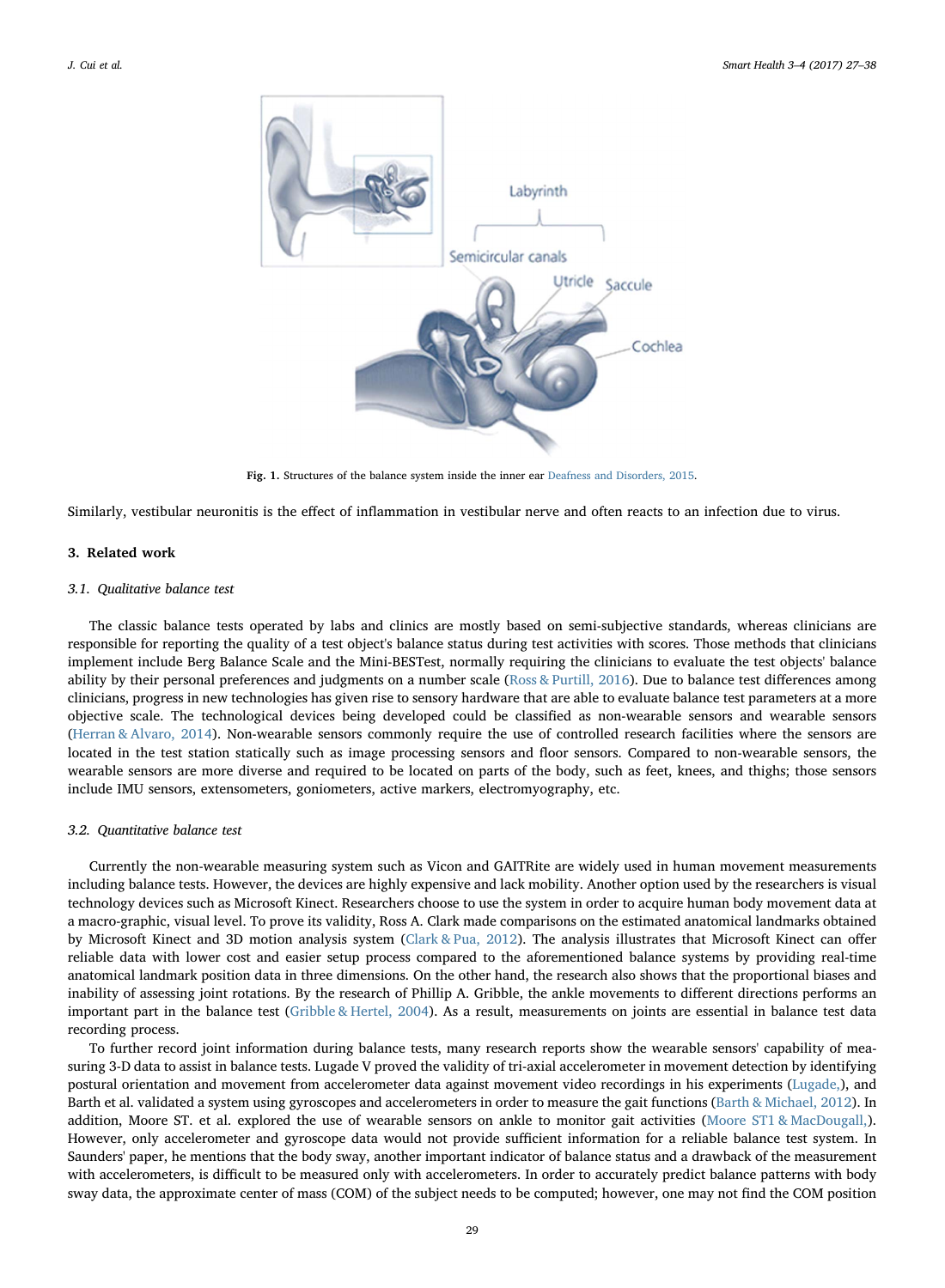Labyrinth

Semicircular canals

Utricle

Saccule

Cochlea

**Fig. 1.** Structures of the balance system inside the inner ear Deafness and Disorders, 2015.

Similarly, vestibular neuronitis is the effect of inflammation in vestibular nerve and often reacts to an infection due to virus.

## 3. Related work

### 3.1. Qualitative balance test

The classic balance tests operated by labs and clinics are mostly based on semi-subjective standards, whereas clinicians are responsible for reporting the quality of a test object's balance status during test activities with scores. Those methods that clinicians implement include Berg Balance Scale and the Mini-BESTest, normally requiring the clinicians to evaluate the test objects' balance ability by their personal preferences and judgments on a number scale (Ross & Purtill, 2016). Due to balance test differences among clinicians, progress in new technologies has given rise to sensory hardware that are able to evaluate balance test parameters at a more objective scale. The technological devices being developed could be classified as non-wearable sensors and wearable sensors (Herran & Alvaro, 2014). Non-wearable sensors commonly require the use of controlled research facilities where the sensors are located in the test station statically such as image processing sensors and floor sensors. Compared to non-wearable sensors, the wearable sensors are more diverse and required to be located on parts of the body, such as feet, knees, and thighs; those sensors include IMU sensors, extensometers, goniometers, active markers, electromyography, etc.

### 3.2. Quantitative balance test

Currently the non-wearable measuring system such as Vicon and GAITRite are widely used in human movement measurements including balance tests. However, the devices are highly expensive and lack mobility. Another option used by the researchers is visual technology devices such as Microsoft Kinect. Researchers choose to use the system in order to acquire human body movement data at a macro-graphic, visual level. To prove its validity, Ross A. Clark made comparisons on the estimated anatomical landmarks obtained by Microsoft Kinect and 3D motion analysis system (Clark & Pua, 2012). The analysis illustrates that Microsoft Kinect can offer reliable data with lower cost and easier setup process compared to the aforementioned balance systems by providing real-time anatomical landmark position data in three dimensions. On the other hand, the research also shows that the proportional biases and inability of assessing joint rotations. By the research of Phillip A. Gribble, the ankle movements to different directions performs an important part in the balance test (Gribble & Hertel, 2004). As a result, measurements on joints are essential in balance test data recording process.

To further record joint information during balance tests, many research reports show the wearable sensors' capability of measuring 3-D data to assist in balance tests. Lugade V proved the validity of tri-axial accelerometer in movement detection by identifying postural orientation and movement from accelerometer data against movement video recordings in his experiments (Lugade,), and Barth et al. validated a system using gyroscopes and accelerometers in order to measure the gait functions (Barth & Michael, 2012). In addition, Moore ST. et al. explored the use of wearable sensors on ankle to monitor gait activities (Moore ST1 & MacDougall,). However, only accelerometer and gyroscope data would not provide sufficient information for a reliable balance test system. In Saunders' paper, he mentions that the body sway, another important indicator of balance status and a drawback of the measurement with accelerometers, is difficult to be measured only with accelerometers. In order to accurately predict balance patterns with body sway data, the approximate center of mass (COM) of the subject needs to be computed; however, one may not find the COM position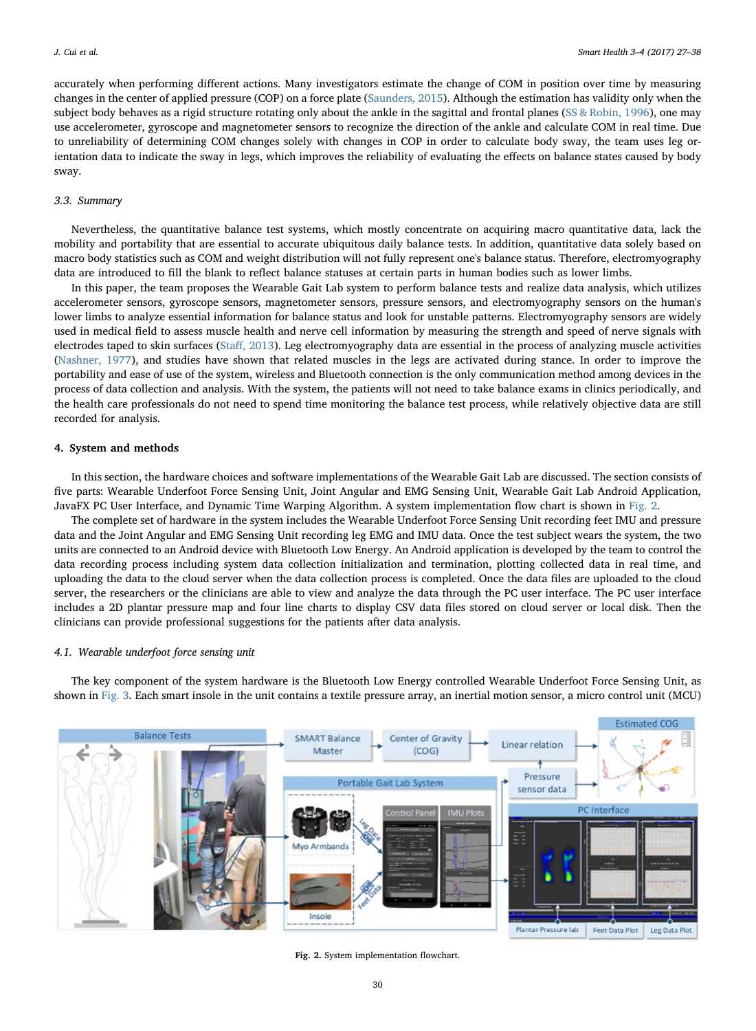accurately when performing different actions. Many investigators estimate the change of COM in position over time by measuring changes in the center of applied pressure (COP) on a force plate (Saunders, 2015). Although the estimation has validity only when the subject body behaves as a rigid structure rotating only about the ankle in the sagittal and frontal planes (SS & Robin, 1996), one may use accelerometer, gyroscope and magnetometer sensors to recognize the direction of the ankle and calculate COM in real time. Due to unreliability of determining COM changes solely with changes in COP in order to calculate body sway, the team uses leg orientation data to indicate the sway in legs, which improves the reliability of evaluating the effects on balance states caused by body sway.

### 3.3. Summary

Nevertheless, the quantitative balance test systems, which mostly concentrate on acquiring macro quantitative data, lack the mobility and portability that are essential to accurate ubiquitous daily balance tests. In addition, quantitative data solely based on macro body statistics such as COM and weight distribution will not fully represent one's balance status. Therefore, electromyography data are introduced to fill the blank to reflect balance statuses at certain parts in human bodies such as lower limbs.

In this paper, the team proposes the Wearable Gait Lab system to perform balance tests and realize data analysis, which utilizes accelerometer sensors, gyroscope sensors, magnetometer sensors, pressure sensors, and electromyography sensors on the human's lower limbs to analyze essential information for balance status and look for unstable patterns. Electromyography sensors are widely used in medical field to assess muscle health and nerve cell information by measuring the strength and speed of nerve signals with electrodes taped to skin surfaces (Staff, 2013). Leg electromyography data are essential in the process of analyzing muscle activities (Nashner, 1977), and studies have shown that related muscles in the legs are activated during stance. In order to improve the portability and ease of use of the system, wireless and Bluetooth connection is the only communication method among devices in the process of data collection and analysis. With the system, the patients will not need to take balance exams in clinics periodically, and the health care professionals do not need to spend time monitoring the balance test process, while relatively objective data are still recorded for analysis.

## 4. System and methods

In this section, the hardware choices and software implementations of the Wearable Gait Lab are discussed. The section consists of five parts: Wearable Underfoot Force Sensing Unit, Joint Angular and EMG Sensing Unit, Wearable Gait Lab Android Application, JavaFX PC User Interface, and Dynamic Time Warping Algorithm. A system implementation flow chart is shown in Fig. 2.

The complete set of hardware in the system includes the Wearable Underfoot Force Sensing Unit recording feet IMU and pressure data and the Joint Angular and EMG Sensing Unit recording leg EMG and IMU data. Once the test subject wears the system, the two units are connected to an Android device with Bluetooth Low Energy. An Android application is developed by the team to control the data recording process including system data collection initialization and termination, plotting collected data in real time, and uploading the data to the cloud server when the data collection process is completed. Once the data files are uploaded to the cloud server, the researchers or the clinicians are able to view and analyze the data through the PC user interface. The PC user interface includes a 2D plantar pressure map and four line charts to display CSV data files stored on cloud server or local disk. Then the clinicians can provide professional suggestions for the patients after data analysis.

### 4.1. Wearable underfoot force sensing unit

The key component of the system hardware is the Bluetooth Low Energy controlled Wearable Underfoot Force Sensing Unit, as shown in Fig. 3. Each smart insole in the unit contains a textile pressure array, an inertial motion sensor, a micro control unit (MCU)

Balance Tests
SMART Balance Master
Center of Gravity (COG)
Linear relation
Estimated COG
Pressure sensor data
Portable Gait Lab System
Myo Armbands
Leg Data
Control Panel
IMU Plots
Insole
Feet Data
PC Interface
Plantar Pressure lab
Feet Data Plot
Leg Data Plot

**Fig. 2.** System implementation flowchart.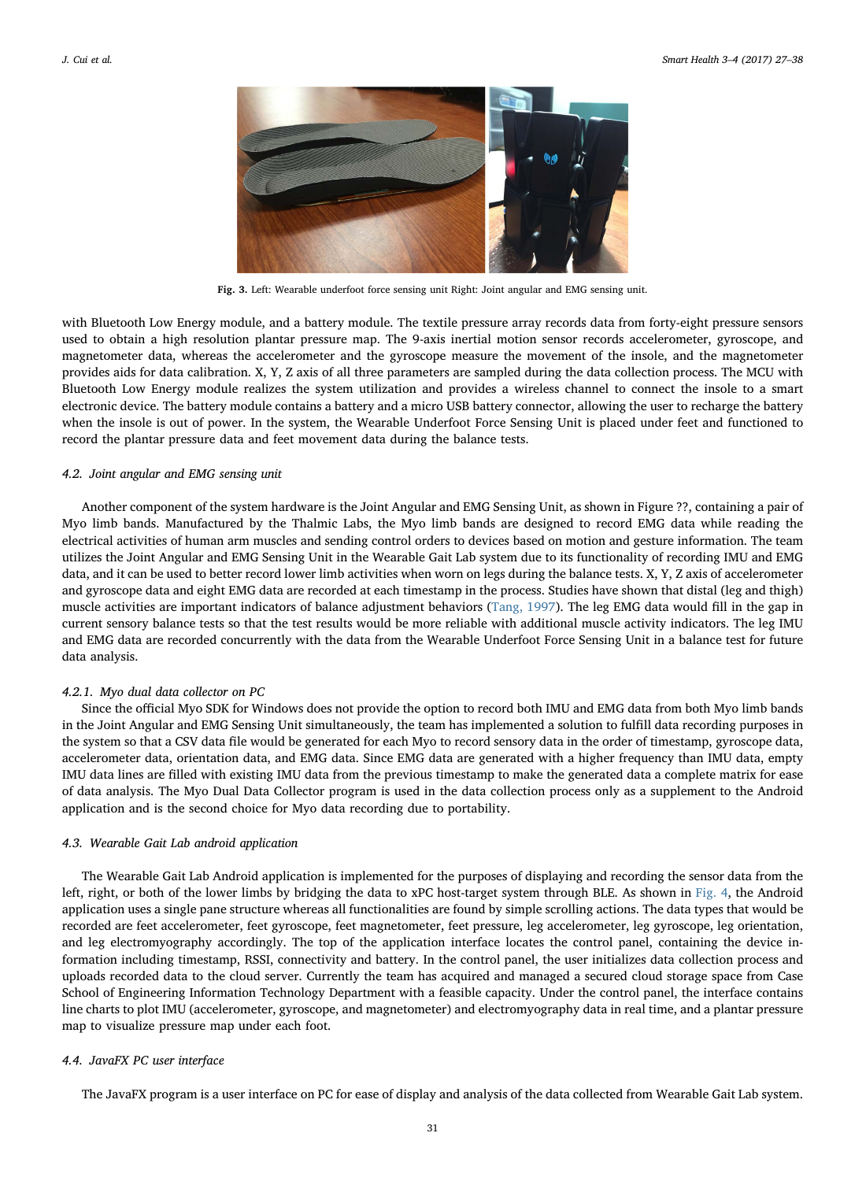**Fig. 3.** Left: Wearable underfoot force sensing unit Right: Joint angular and EMG sensing unit.

with Bluetooth Low Energy module, and a battery module. The textile pressure array records data from forty-eight pressure sensors used to obtain a high resolution plantar pressure map. The 9-axis inertial motion sensor records accelerometer, gyroscope, and magnetometer data, whereas the accelerometer and the gyroscope measure the movement of the insole, and the magnetometer provides aids for data calibration. X, Y, Z axis of all three parameters are sampled during the data collection process. The MCU with Bluetooth Low Energy module realizes the system utilization and provides a wireless channel to connect the insole to a smart electronic device. The battery module contains a battery and a micro USB battery connector, allowing the user to recharge the battery when the insole is out of power. In the system, the Wearable Underfoot Force Sensing Unit is placed under feet and functioned to record the plantar pressure data and feet movement data during the balance tests.

### 4.2. Joint angular and EMG sensing unit

Another component of the system hardware is the Joint Angular and EMG Sensing Unit, as shown in Figure ??, containing a pair of Myo limb bands. Manufactured by the Thalmic Labs, the Myo limb bands are designed to record EMG data while reading the electrical activities of human arm muscles and sending control orders to devices based on motion and gesture information. The team utilizes the Joint Angular and EMG Sensing Unit in the Wearable Gait Lab system due to its functionality of recording IMU and EMG data, and it can be used to better record lower limb activities when worn on legs during the balance tests. X, Y, Z axis of accelerometer and gyroscope data and eight EMG data are recorded at each timestamp in the process. Studies have shown that distal (leg and thigh) muscle activities are important indicators of balance adjustment behaviors (Tang, 1997). The leg EMG data would fill in the gap in current sensory balance tests so that the test results would be more reliable with additional muscle activity indicators. The leg IMU and EMG data are recorded concurrently with the data from the Wearable Underfoot Force Sensing Unit in a balance test for future data analysis.

#### 4.2.1. Myo dual data collector on PC

Since the official Myo SDK for Windows does not provide the option to record both IMU and EMG data from both Myo limb bands in the Joint Angular and EMG Sensing Unit simultaneously, the team has implemented a solution to fulfill data recording purposes in the system so that a CSV data file would be generated for each Myo to record sensory data in the order of timestamp, gyroscope data, accelerometer data, orientation data, and EMG data. Since EMG data are generated with a higher frequency than IMU data, empty IMU data lines are filled with existing IMU data from the previous timestamp to make the generated data a complete matrix for ease of data analysis. The Myo Dual Data Collector program is used in the data collection process only as a supplement to the Android application and is the second choice for Myo data recording due to portability.

### 4.3. Wearable Gait Lab android application

The Wearable Gait Lab Android application is implemented for the purposes of displaying and recording the sensor data from the left, right, or both of the lower limbs by bridging the data to xPC host-target system through BLE. As shown in Fig. 4, the Android application uses a single pane structure whereas all functionalities are found by simple scrolling actions. The data types that would be recorded are feet accelerometer, feet gyroscope, feet magnetometer, feet pressure, leg accelerometer, leg gyroscope, leg orientation, and leg electromyography accordingly. The top of the application interface locates the control panel, containing the device information including timestamp, RSSI, connectivity and battery. In the control panel, the user initializes data collection process and uploads recorded data to the cloud server. Currently the team has acquired and managed a secured cloud storage space from Case School of Engineering Information Technology Department with a feasible capacity. Under the control panel, the interface contains line charts to plot IMU (accelerometer, gyroscope, and magnetometer) and electromyography data in real time, and a plantar pressure map to visualize pressure map under each foot.

### 4.4. JavaFX PC user interface

The JavaFX program is a user interface on PC for ease of display and analysis of the data collected from Wearable Gait Lab system.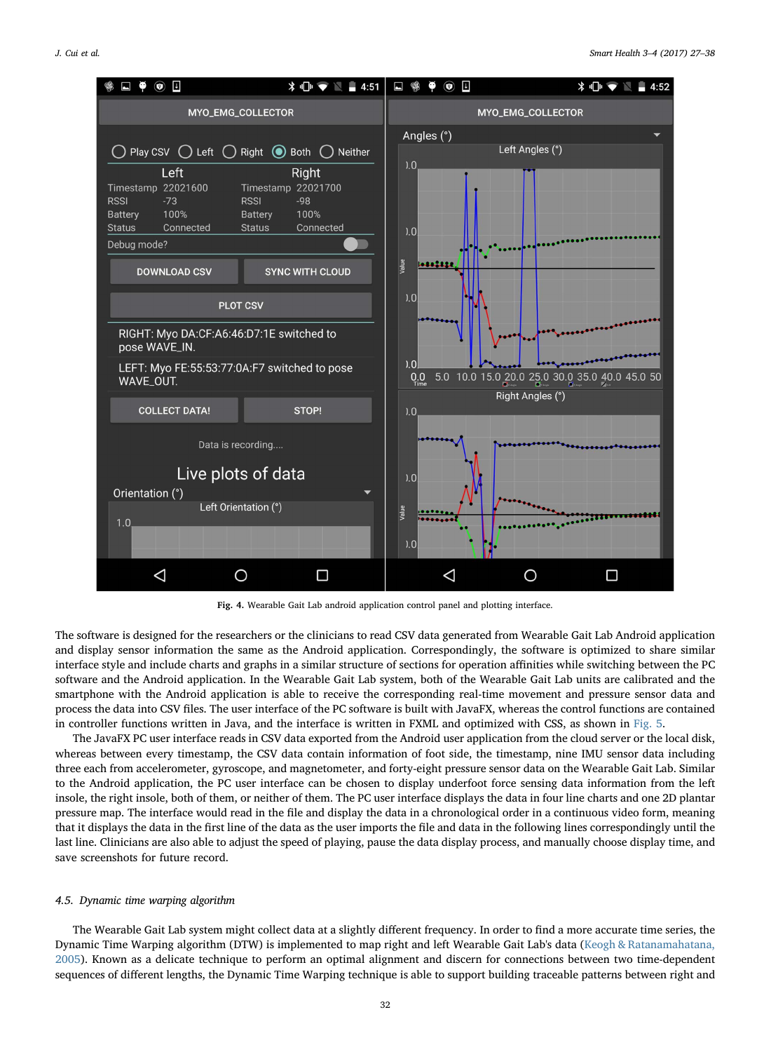Fig. 4. Wearable Gait Lab android application control panel and plotting interface.

The software is designed for the researchers or the clinicians to read CSV data generated from Wearable Gait Lab Android application and display sensor information the same as the Android application. Correspondingly, the software is optimized to share similar interface style and include charts and graphs in a similar structure of sections for operation affinities while switching between the PC software and the Android application. In the Wearable Gait Lab system, both of the Wearable Gait Lab units are calibrated and the smartphone with the Android application is able to receive the corresponding real-time movement and pressure sensor data and process the data into CSV files. The user interface of the PC software is built with JavaFX, whereas the control functions are contained in controller functions written in Java, and the interface is written in FXML and optimized with CSS, as shown in Fig. 5.

The JavaFX PC user interface reads in CSV data exported from the Android user application from the cloud server or the local disk, whereas between every timestamp, the CSV data contain information of foot side, the timestamp, nine IMU sensor data including three each from accelerometer, gyroscope, and magnetometer, and forty-eight pressure sensor data on the Wearable Gait Lab. Similar to the Android application, the PC user interface can be chosen to display underfoot force sensing data information from the left insole, the right insole, both of them, or neither of them. The PC user interface displays the data in four line charts and one 2D plantar pressure map. The interface would read in the file and display the data in a chronological order in a continuous video form, meaning that it displays the data in the first line of the data as the user imports the file and data in the following lines correspondingly until the last line. Clinicians are also able to adjust the speed of playing, pause the data display process, and manually choose display time, and save screenshots for future record.

### 4.5. Dynamic time warping algorithm

The Wearable Gait Lab system might collect data at a slightly different frequency. In order to find a more accurate time series, the Dynamic Time Warping algorithm (DTW) is implemented to map right and left Wearable Gait Lab's data (Keogh & Ratanamahatana, 2005). Known as a delicate technique to perform an optimal alignment and discern for connections between two time-dependent sequences of different lengths, the Dynamic Time Warping technique is able to support building traceable patterns between right and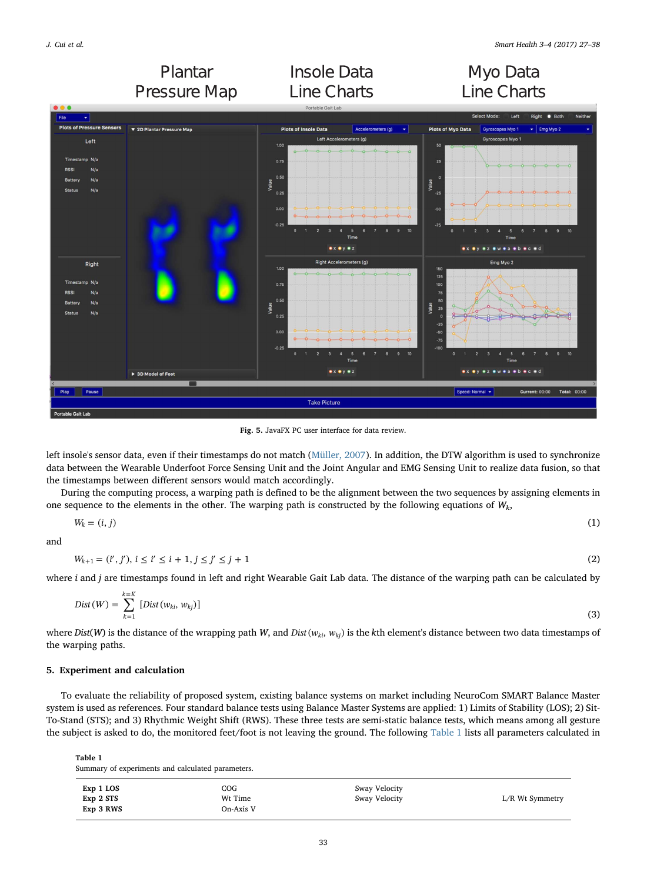Fig. 5. JavaFX PC user interface for data review.

left insole's sensor data, even if their timestamps do not match (Müller, 2007). In addition, the DTW algorithm is used to synchronize data between the Wearable Underfoot Force Sensing Unit and the Joint Angular and EMG Sensing Unit to realize data fusion, so that the timestamps between different sensors would match accordingly.

During the computing process, a warping path is defined to be the alignment between the two sequences by assigning elements in one sequence to the elements in the other. The warping path is constructed by the following equations of $W_k$,

$$W_k = (i, j) \tag{1}$$

and

$$W_{k+1} = (i', j'),\ i \le i' \le i + 1, j \le j' \le j + 1 \tag{2}$$

where $i$ and $j$ are timestamps found in left and right Wearable Gait Lab data. The distance of the warping path can be calculated by

$$Dist(W) = \sum_{k=1}^{k=K} [Dist(w_{ki}, w_{kj})] \tag{3}$$

where $Dist(W)$ is the distance of the wrapping path $W$, and $Dist(w_{ki}, w_{kj})$ is the $k$th element's distance between two data timestamps of the warping paths.

## 5. Experiment and calculation

To evaluate the reliability of proposed system, existing balance systems on market including NeuroCom SMART Balance Master system is used as references. Four standard balance tests using Balance Master Systems are applied: 1) Limits of Stability (LOS); 2) Sit-To-Stand (STS); and 3) Rhythmic Weight Shift (RWS). These three tests are semi-static balance tests, which means among all gesture the subject is asked to do, the monitored feet/foot is not leaving the ground. The following Table 1 lists all parameters calculated in

**Table 1**
Summary of experiments and calculated parameters.

| | | | |
|---|---|---|---|
| **Exp 1 LOS** | COG | Sway Velocity | |
| **Exp 2 STS** | Wt Time | Sway Velocity | L/R Wt Symmetry |
| **Exp 3 RWS** | On-Axis V | | |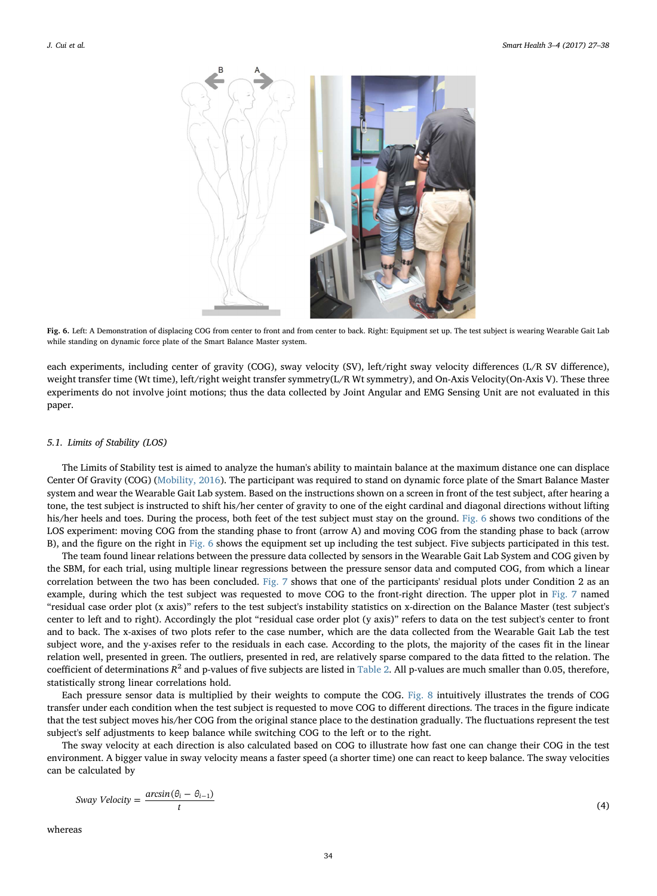Fig. 6. Left: A Demonstration of displacing COG from center to front and from center to back. Right: Equipment set up. The test subject is wearing Wearable Gait Lab while standing on dynamic force plate of the Smart Balance Master system.

each experiments, including center of gravity (COG), sway velocity (SV), left/right sway velocity differences (L/R SV difference), weight transfer time (Wt time), left/right weight transfer symmetry(L/R Wt symmetry), and On-Axis Velocity(On-Axis V). These three experiments do not involve joint motions; thus the data collected by Joint Angular and EMG Sensing Unit are not evaluated in this paper.

### 5.1. Limits of Stability (LOS)

The Limits of Stability test is aimed to analyze the human's ability to maintain balance at the maximum distance one can displace Center Of Gravity (COG) (Mobility, 2016). The participant was required to stand on dynamic force plate of the Smart Balance Master system and wear the Wearable Gait Lab system. Based on the instructions shown on a screen in front of the test subject, after hearing a tone, the test subject is instructed to shift his/her center of gravity to one of the eight cardinal and diagonal directions without lifting his/her heels and toes. During the process, both feet of the test subject must stay on the ground. Fig. 6 shows two conditions of the LOS experiment: moving COG from the standing phase to front (arrow A) and moving COG from the standing phase to back (arrow B), and the figure on the right in Fig. 6 shows the equipment set up including the test subject. Five subjects participated in this test.

The team found linear relations between the pressure data collected by sensors in the Wearable Gait Lab System and COG given by the SBM, for each trial, using multiple linear regressions between the pressure sensor data and computed COG, from which a linear correlation between the two has been concluded. Fig. 7 shows that one of the participants' residual plots under Condition 2 as an example, during which the test subject was requested to move COG to the front-right direction. The upper plot in Fig. 7 named "residual case order plot (x axis)" refers to the test subject's instability statistics on x-direction on the Balance Master (test subject's center to left and to right). Accordingly the plot "residual case order plot (y axis)" refers to data on the test subject's center to front and to back. The x-axises of two plots refer to the case number, which are the data collected from the Wearable Gait Lab the test subject wore, and the y-axises refer to the residuals in each case. According to the plots, the majority of the cases fit in the linear relation well, presented in green. The outliers, presented in red, are relatively sparse compared to the data fitted to the relation. The coefficient of determinations $R^2$ and p-values of five subjects are listed in Table 2. All p-values are much smaller than 0.05, therefore, statistically strong linear correlations hold.

Each pressure sensor data is multiplied by their weights to compute the COG. Fig. 8 intuitively illustrates the trends of COG transfer under each condition when the test subject is requested to move COG to different directions. The traces in the figure indicate that the test subject moves his/her COG from the original stance place to the destination gradually. The fluctuations represent the test subject's self adjustments to keep balance while switching COG to the left or to the right.

The sway velocity at each direction is also calculated based on COG to illustrate how fast one can change their COG in the test environment. A bigger value in sway velocity means a faster speed (a shorter time) one can react to keep balance. The sway velocities can be calculated by

$$Sway\ Velocity = \frac{arcsin(\theta_i - \theta_{i-1})}{t} \tag{4}$$

whereas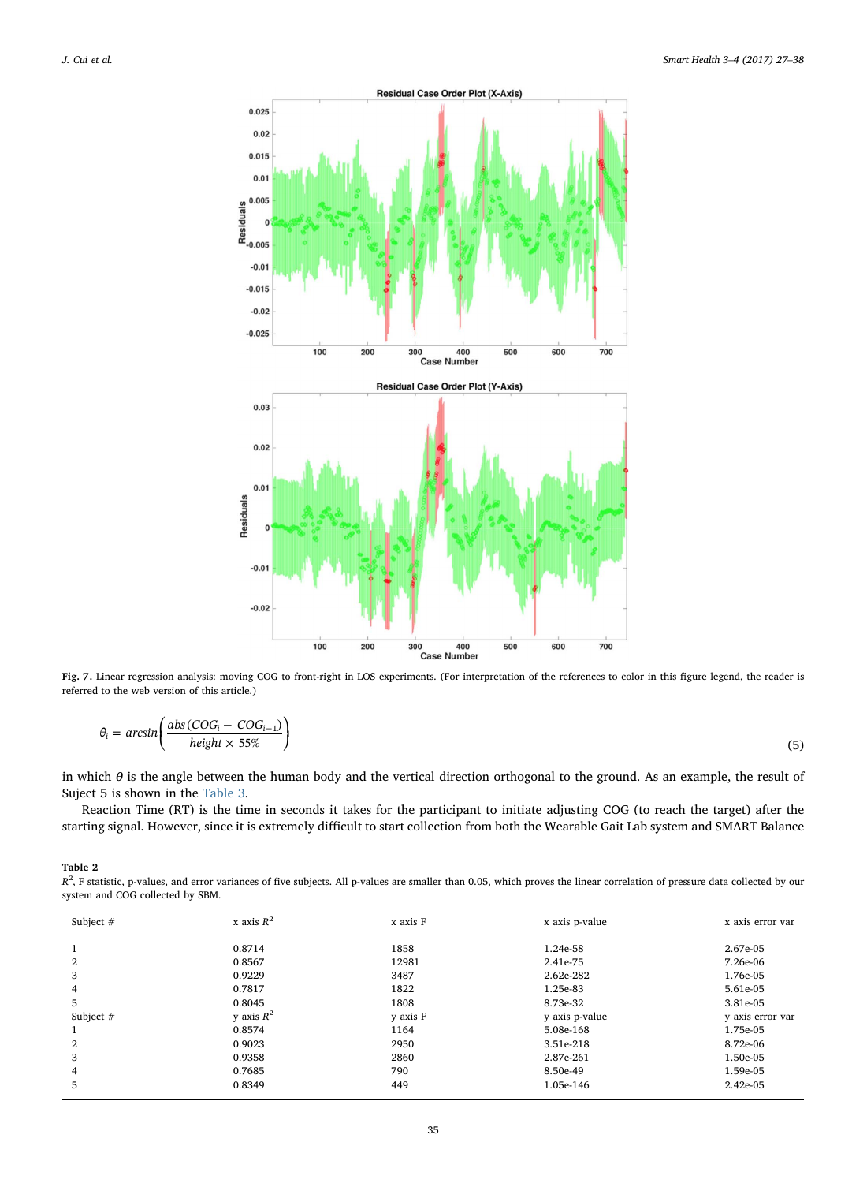**Fig. 7.** Linear regression analysis: moving COG to front-right in LOS experiments. (For interpretation of the references to color in this figure legend, the reader is referred to the web version of this article.)

$$\theta_i = arcsin\left(\frac{abs(COG_i - COG_{i-1})}{height \times 55\%}\right) \tag{5}$$

in which $\theta$ is the angle between the human body and the vertical direction orthogonal to the ground. As an example, the result of Suject 5 is shown in the Table 3.

Reaction Time (RT) is the time in seconds it takes for the participant to initiate adjusting COG (to reach the target) after the starting signal. However, since it is extremely difficult to start collection from both the Wearable Gait Lab system and SMART Balance

**Table 2**
$R^2$, F statistic, p-values, and error variances of five subjects. All p-values are smaller than 0.05, which proves the linear correlation of pressure data collected by our system and COG collected by SBM.

| Subject # | x axis $R^2$ | x axis F | x axis p-value | x axis error var |
|---|---|---|---|---|
| 1 | 0.8714 | 1858 | 1.24e-58 | 2.67e-05 |
| 2 | 0.8567 | 12981 | 2.41e-75 | 7.26e-06 |
| 3 | 0.9229 | 3487 | 2.62e-282 | 1.76e-05 |
| 4 | 0.7817 | 1822 | 1.25e-83 | 5.61e-05 |
| 5 | 0.8045 | 1808 | 8.73e-32 | 3.81e-05 |
| Subject # | y axis $R^2$ | y axis F | y axis p-value | y axis error var |
| 1 | 0.8574 | 1164 | 5.08e-168 | 1.75e-05 |
| 2 | 0.9023 | 2950 | 3.51e-218 | 8.72e-06 |
| 3 | 0.9358 | 2860 | 2.87e-261 | 1.50e-05 |
| 4 | 0.7685 | 790 | 8.50e-49 | 1.59e-05 |
| 5 | 0.8349 | 449 | 1.05e-146 | 2.42e-05 |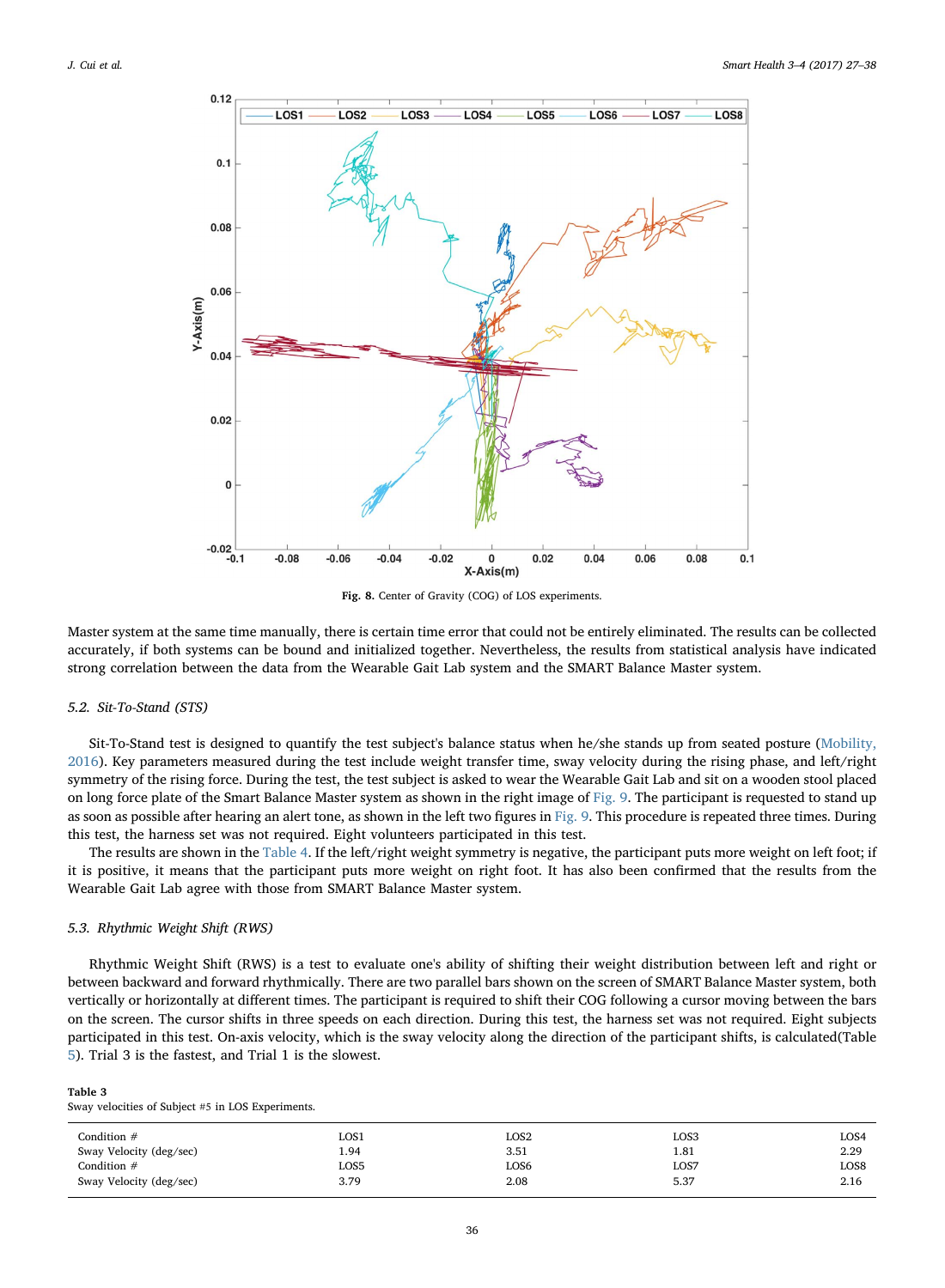Fig. 8. Center of Gravity (COG) of LOS experiments.

Master system at the same time manually, there is certain time error that could not be entirely eliminated. The results can be collected accurately, if both systems can be bound and initialized together. Nevertheless, the results from statistical analysis have indicated strong correlation between the data from the Wearable Gait Lab system and the SMART Balance Master system.

### 5.2. Sit-To-Stand (STS)

Sit-To-Stand test is designed to quantify the test subject's balance status when he/she stands up from seated posture (Mobility, 2016). Key parameters measured during the test include weight transfer time, sway velocity during the rising phase, and left/right symmetry of the rising force. During the test, the test subject is asked to wear the Wearable Gait Lab and sit on a wooden stool placed on long force plate of the Smart Balance Master system as shown in the right image of Fig. 9. The participant is requested to stand up as soon as possible after hearing an alert tone, as shown in the left two figures in Fig. 9. This procedure is repeated three times. During this test, the harness set was not required. Eight volunteers participated in this test.

The results are shown in the Table 4. If the left/right weight symmetry is negative, the participant puts more weight on left foot; if it is positive, it means that the participant puts more weight on right foot. It has also been confirmed that the results from the Wearable Gait Lab agree with those from SMART Balance Master system.

### 5.3. Rhythmic Weight Shift (RWS)

Rhythmic Weight Shift (RWS) is a test to evaluate one's ability of shifting their weight distribution between left and right or between backward and forward rhythmically. There are two parallel bars shown on the screen of SMART Balance Master system, both vertically or horizontally at different times. The participant is required to shift their COG following a cursor moving between the bars on the screen. The cursor shifts in three speeds on each direction. During this test, the harness set was not required. Eight subjects participated in this test. On-axis velocity, which is the sway velocity along the direction of the participant shifts, is calculated(Table 5). Trial 3 is the fastest, and Trial 1 is the slowest.

**Table 3**
Sway velocities of Subject #5 in LOS Experiments.

| Condition # | LOS1 | LOS2 | LOS3 | LOS4 |
|---|---|---|---|---|
| Sway Velocity (deg/sec) | 1.94 | 3.51 | 1.81 | 2.29 |
| Condition # | LOS5 | LOS6 | LOS7 | LOS8 |
| Sway Velocity (deg/sec) | 3.79 | 2.08 | 5.37 | 2.16 |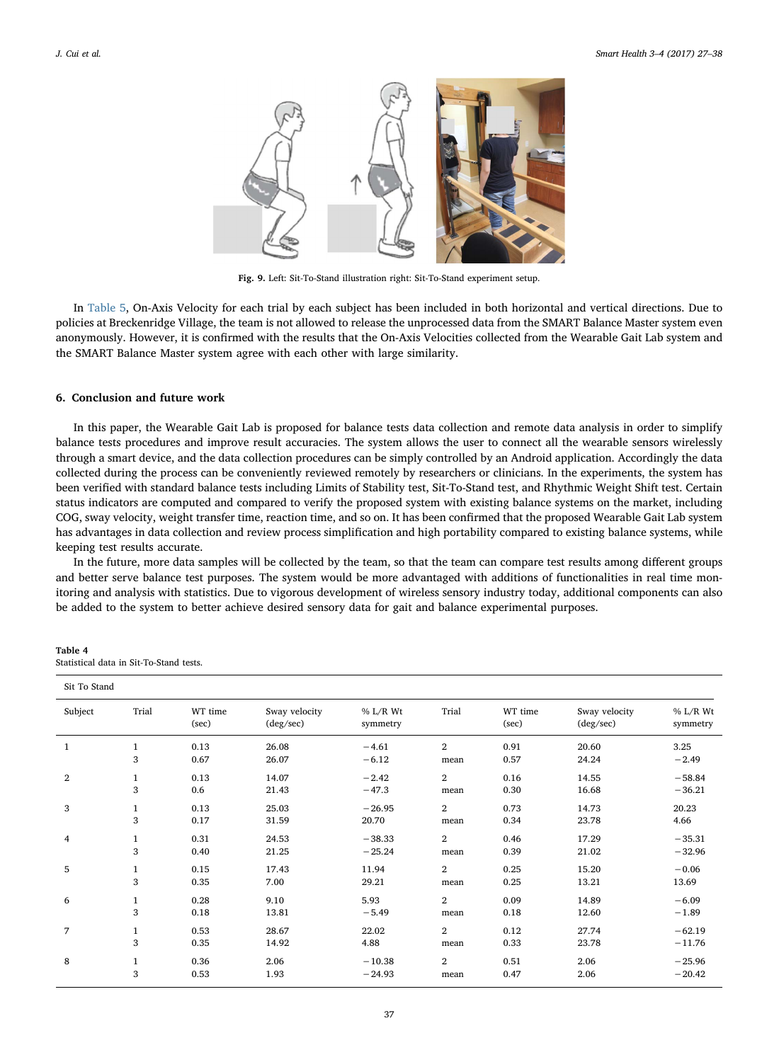Fig. 9. Left: Sit-To-Stand illustration right: Sit-To-Stand experiment setup.

In Table 5, On-Axis Velocity for each trial by each subject has been included in both horizontal and vertical directions. Due to policies at Breckenridge Village, the team is not allowed to release the unprocessed data from the SMART Balance Master system even anonymously. However, it is confirmed with the results that the On-Axis Velocities collected from the Wearable Gait Lab system and the SMART Balance Master system agree with each other with large similarity.

## 6. Conclusion and future work

In this paper, the Wearable Gait Lab is proposed for balance tests data collection and remote data analysis in order to simplify balance tests procedures and improve result accuracies. The system allows the user to connect all the wearable sensors wirelessly through a smart device, and the data collection procedures can be simply controlled by an Android application. Accordingly the data collected during the process can be conveniently reviewed remotely by researchers or clinicians. In the experiments, the system has been verified with standard balance tests including Limits of Stability test, Sit-To-Stand test, and Rhythmic Weight Shift test. Certain status indicators are computed and compared to verify the proposed system with existing balance systems on the market, including COG, sway velocity, weight transfer time, reaction time, and so on. It has been confirmed that the proposed Wearable Gait Lab system has advantages in data collection and review process simplification and high portability compared to existing balance systems, while keeping test results accurate.

In the future, more data samples will be collected by the team, so that the team can compare test results among different groups and better serve balance test purposes. The system would be more advantaged with additions of functionalities in real time monitoring and analysis with statistics. Due to vigorous development of wireless sensory industry today, additional components can also be added to the system to better achieve desired sensory data for gait and balance experimental purposes.

**Table 4**
Statistical data in Sit-To-Stand tests.

| Sit To Stand | | | | | | | | |
|---|---|---|---|---|---|---|---|---|
| Subject | Trial | WT time (sec) | Sway velocity (deg/sec) | % L/R Wt symmetry | Trial | WT time (sec) | Sway velocity (deg/sec) | % L/R Wt symmetry |
| 1 | 1 | 0.13 | 26.08 | −4.61 | 2 | 0.91 | 20.60 | 3.25 |
| | 3 | 0.67 | 26.07 | −6.12 | mean | 0.57 | 24.24 | −2.49 |
| 2 | 1 | 0.13 | 14.07 | −2.42 | 2 | 0.16 | 14.55 | −58.84 |
| | 3 | 0.6 | 21.43 | −47.3 | mean | 0.30 | 16.68 | −36.21 |
| 3 | 1 | 0.13 | 25.03 | −26.95 | 2 | 0.73 | 14.73 | 20.23 |
| | 3 | 0.17 | 31.59 | 20.70 | mean | 0.34 | 23.78 | 4.66 |
| 4 | 1 | 0.31 | 24.53 | −38.33 | 2 | 0.46 | 17.29 | −35.31 |
| | 3 | 0.40 | 21.25 | −25.24 | mean | 0.39 | 21.02 | −32.96 |
| 5 | 1 | 0.15 | 17.43 | 11.94 | 2 | 0.25 | 15.20 | −0.06 |
| | 3 | 0.35 | 7.00 | 29.21 | mean | 0.25 | 13.21 | 13.69 |
| 6 | 1 | 0.28 | 9.10 | 5.93 | 2 | 0.09 | 14.89 | −6.09 |
| | 3 | 0.18 | 13.81 | −5.49 | mean | 0.18 | 12.60 | −1.89 |
| 7 | 1 | 0.53 | 28.67 | 22.02 | 2 | 0.12 | 27.74 | −62.19 |
| | 3 | 0.35 | 14.92 | 4.88 | mean | 0.33 | 23.78 | −11.76 |
| 8 | 1 | 0.36 | 2.06 | −10.38 | 2 | 0.51 | 2.06 | −25.96 |
| | 3 | 0.53 | 1.93 | −24.93 | mean | 0.47 | 2.06 | −20.42 |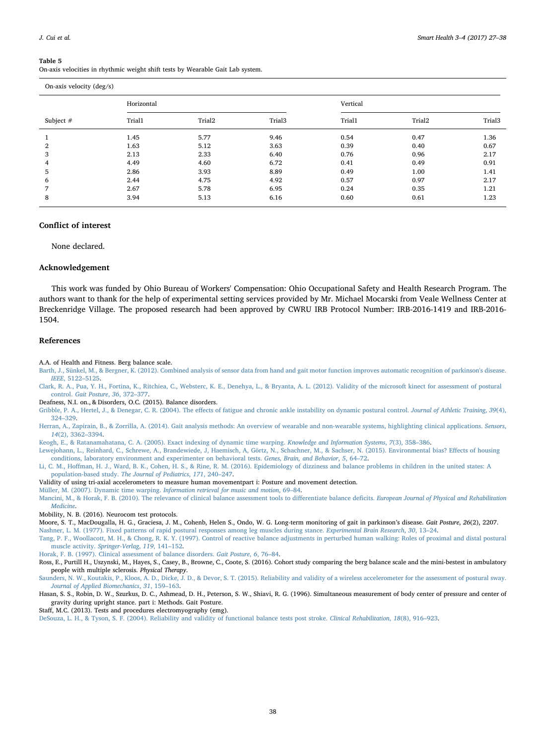**Table 5**
On-axis velocities in rhythmic weight shift tests by Wearable Gait Lab system.

| On-axis velocity (deg/s) | | | | | | |
|---|---|---|---|---|---|---|
| | Horizontal | | | Vertical | | |
| Subject # | Trial1 | Trial2 | Trial3 | Trial1 | Trial2 | Trial3 |
| 1 | 1.45 | 5.77 | 9.46 | 0.54 | 0.47 | 1.36 |
| 2 | 1.63 | 5.12 | 3.63 | 0.39 | 0.40 | 0.67 |
| 3 | 2.13 | 2.33 | 6.40 | 0.76 | 0.96 | 2.17 |
| 4 | 4.49 | 4.60 | 6.72 | 0.41 | 0.49 | 0.91 |
| 5 | 2.86 | 3.93 | 8.89 | 0.49 | 1.00 | 1.41 |
| 6 | 2.44 | 4.75 | 4.92 | 0.57 | 0.97 | 2.17 |
| 7 | 2.67 | 5.78 | 6.95 | 0.24 | 0.35 | 1.21 |
| 8 | 3.94 | 5.13 | 6.16 | 0.60 | 0.61 | 1.23 |

## Conflict of interest

None declared.

## Acknowledgement

This work was funded by Ohio Bureau of Workers' Compensation: Ohio Occupational Safety and Health Research Program. The authors want to thank for the help of experimental setting services provided by Mr. Michael Mocarski from Veale Wellness Center at Breckenridge Village. The proposed research had been approved by CWRU IRB Protocol Number: IRB-2016-1419 and IRB-2016-1504.

## References

A.A. of Health and Fitness. Berg balance scale.

Barth, J., Sünkel, M., & Bergner, K. (2012). Combined analysis of sensor data from hand and gait motor function improves automatic recognition of parkinson's disease. *IEEE*, 5122–5125.

Clark, R. A., Pua, Y. H., Fortina, K., Ritchiea, C., Websterc, K. E., Denehya, L., & Bryanta, A. L. (2012). Validity of the microsoft kinect for assessment of postural control. *Gait Posture*, *36*, 372–377.

Deafness, N.I. on., & Disorders, O.C. (2015). Balance disorders.

Gribble, P. A., Hertel, J., & Denegar, C. R. (2004). The effects of fatigue and chronic ankle instability on dynamic postural control. *Journal of Athletic Training*, *39*(4), 324–329.

Herran, A., Zapirain, B., & Zorrilla, A. (2014). Gait analysis methods: An overview of wearable and non-wearable systems, highlighting clinical applications. *Sensors*, *14*(2), 3362–3394.

Keogh, E., & Ratanamahatana, C. A. (2005). Exact indexing of dynamic time warping. *Knowledge and Information Systems*, *7*(3), 358–386.

Lewejohann, L., Reinhard, C., Schrewe, A., Brandewiede, J, Haemisch, A, Görtz, N., Schachner, M., & Sachser, N. (2015). Environmental bias? Effects of housing conditions, laboratory environment and experimenter on behavioral tests. *Genes, Brain, and Behavior*, *5*, 64–72.

Li, C. M., Hoffman, H. J., Ward, B. K., Cohen, H. S., & Rine, R. M. (2016). Epidemiology of dizziness and balance problems in children in the united states: A population-based study. *The Journal of Pediatrics*, *171*, 240–247.

Validity of using tri-axial accelerometers to measure human movementpart i: Posture and movement detection.

Müller, M. (2007). Dynamic time warping. *Information retrieval for music and motion*, 69–84.

Mancini, M., & Horak, F. B. (2010). The relevance of clinical balance assessment tools to differentiate balance deficits. *European Journal of Physical and Rehabilitation Medicine*.

Mobility, N. B. (2016). Neurocom test protocols.

Moore, S. T., MacDougalla, H. G., Graciesa, J. M., Cohenb, Helen S., Ondo, W. G. Long-term monitoring of gait in parkinson's disease. *Gait Posture*, *26*(2), 2207.

Nashner, L. M. (1977). Fixed patterns of rapid postural responses among leg muscles during stance. *Experimental Brain Research*, *30*, 13–24.

Tang, P. F., Woollacott, M. H., & Chong, R. K. Y. (1997). Control of reactive balance adjustments in perturbed human walking: Roles of proximal and distal postural muscle activity. *Springer-Verlag*, *119*, 141–152.

Horak, F. B. (1997). Clinical assessment of balance disorders. *Gait Posture*, *6*, 76–84.

Ross, E., Purtill H., Uszynski, M., Hayes, S., Casey, B., Browne, C., Coote, S. (2016). Cohort study comparing the berg balance scale and the mini-bestest in ambulatory people with multiple sclerosis. *Physical Therapy*.

Saunders, N. W., Koutakis, P., Kloos, A. D., Dicke, J. D., & Devor, S. T. (2015). Reliability and validity of a wireless accelerometer for the assessment of postural sway. *Journal of Applied Biomechanics*, *31*, 159–163.

Hasan, S. S., Robin, D. W., Szurkus, D. C., Ashmead, D. H., Peterson, S. W., Shiavi, R. G. (1996). Simultaneous measurement of body center of pressure and center of gravity during upright stance. part i: Methods. Gait Posture.

Staff, M.C. (2013). Tests and procedures electromyography (emg).

DeSouza, L. H., & Tyson, S. F. (2004). Reliability and validity of functional balance tests post stroke. *Clinical Rehabilitation*, *18*(8), 916–923.